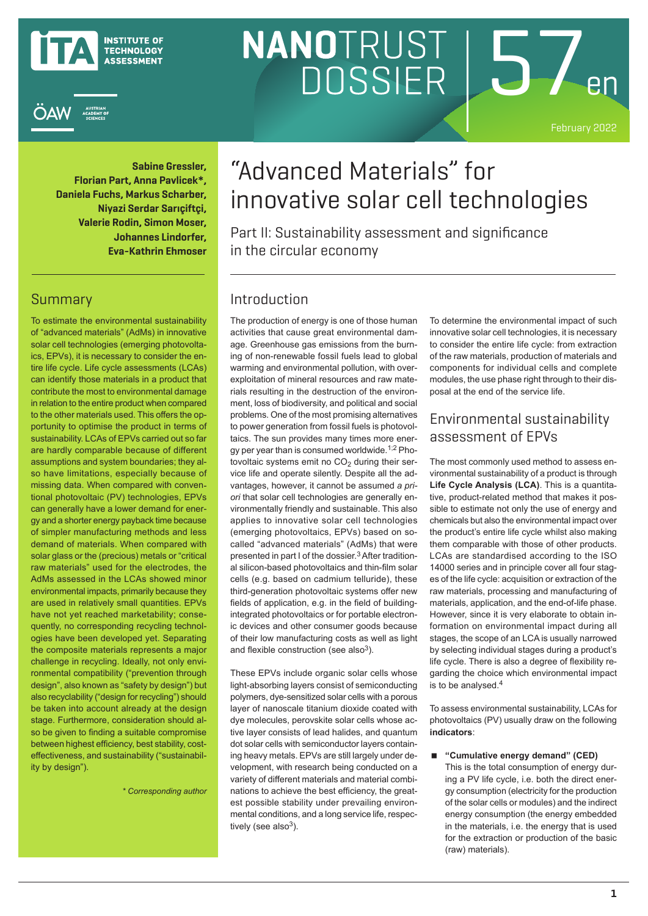INSTITUTE OF TECHNOLOGY ASSESSMENT

ÖAW AUSTRIAN ACADEMY OF SCIENCES

NANOTRUST DOSSIER 57en

February 2022

**Sabine Gressler, Florian Part, Anna Pavlicek*, Daniela Fuchs, Markus Scharber, Niyazi Serdar Sarıçiftçi, Valerie Rodin, Simon Moser, Johannes Lindorfer, Eva-Kathrin Ehmoser**

# "Advanced Materials" for innovative solar cell technologies

Part II: Sustainability assessment and significance in the circular economy

## Summary

To estimate the environmental sustainability of "advanced materials" (AdMs) in innovative solar cell technologies (emerging photovoltaics, EPVs), it is necessary to consider the entire life cycle. Life cycle assessments (LCAs) can identify those materials in a product that contribute the most to environmental damage in relation to the entire product when compared to the other materials used. This offers the opportunity to optimise the product in terms of sustainability. LCAs of EPVs carried out so far are hardly comparable because of different assumptions and system boundaries; they also have limitations, especially because of missing data. When compared with conventional photovoltaic (PV) technologies, EPVs can generally have a lower demand for energy and a shorter energy payback time because of simpler manufacturing methods and less demand of materials. When compared with solar glass or the (precious) metals or "critical raw materials" used for the electrodes, the AdMs assessed in the LCAs showed minor environmental impacts, primarily because they are used in relatively small quantities. EPVs have not yet reached marketability; consequently, no corresponding recycling technologies have been developed yet. Separating the composite materials represents a major challenge in recycling. Ideally, not only environmental compatibility ("prevention through design", also known as "safety by design") but also recyclability ("design for recycling") should be taken into account already at the design stage. Furthermore, consideration should also be given to finding a suitable compromise between highest efficiency, best stability, cost-effectiveness, and sustainability ("sustainability by design").

*\* Corresponding author*

## Introduction

The production of energy is one of those human activities that cause great environmental damage. Greenhouse gas emissions from the burning of non-renewable fossil fuels lead to global warming and environmental pollution, with overexploitation of mineral resources and raw materials resulting in the destruction of the environment, loss of biodiversity, and political and social problems. One of the most promising alternatives to power generation from fossil fuels is photovoltaics. The sun provides many times more energy per year than is consumed worldwide.[1;2] Photovoltaic systems emit no $CO_2$ during their service life and operate silently. Despite all the advantages, however, it cannot be assumed *a priori* that solar cell technologies are generally environmentally friendly and sustainable. This also applies to innovative solar cell technologies (emerging photovoltaics, EPVs) based on so-called "advanced materials" (AdMs) that were presented in part I of the dossier.[3] After traditional silicon-based photovoltaics and thin-film solar cells (e.g. based on cadmium telluride), these third-generation photovoltaic systems offer new fields of application, e.g. in the field of building-integrated photovoltaics or for portable electronic devices and other consumer goods because of their low manufacturing costs as well as light and flexible construction (see also[3]).

These EPVs include organic solar cells whose light-absorbing layers consist of semiconducting polymers, dye-sensitized solar cells with a porous layer of nanoscale titanium dioxide coated with dye molecules, perovskite solar cells whose active layer consists of lead halides, and quantum dot solar cells with semiconductor layers containing heavy metals. EPVs are still largely under development, with research being conducted on a variety of different materials and material combinations to achieve the best efficiency, the greatest possible stability under prevailing environmental conditions, and a long service life, respectively (see also[3]).

To determine the environmental impact of such innovative solar cell technologies, it is necessary to consider the entire life cycle: from extraction of the raw materials, production of materials and components for individual cells and complete modules, the use phase right through to their disposal at the end of the service life.

## Environmental sustainability assessment of EPVs

The most commonly used method to assess environmental sustainability of a product is through **Life Cycle Analysis (LCA)**. This is a quantitative, product-related method that makes it possible to estimate not only the use of energy and chemicals but also the environmental impact over the product's entire life cycle whilst also making them comparable with those of other products. LCAs are standardised according to the ISO 14000 series and in principle cover all four stages of the life cycle: acquisition or extraction of the raw materials, processing and manufacturing of materials, application, and the end-of-life phase. However, since it is very elaborate to obtain information on environmental impact during all stages, the scope of an LCA is usually narrowed by selecting individual stages during a product's life cycle. There is also a degree of flexibility regarding the choice which environmental impact is to be analysed.[4]

To assess environmental sustainability, LCAs for photovoltaics (PV) usually draw on the following **indicators**:

- **"Cumulative energy demand" (CED)**
  This is the total consumption of energy during a PV life cycle, i.e. both the direct energy consumption (electricity for the production of the solar cells or modules) and the indirect energy consumption (the energy embedded in the materials, i.e. the energy that is used for the extraction or production of the basic (raw) materials).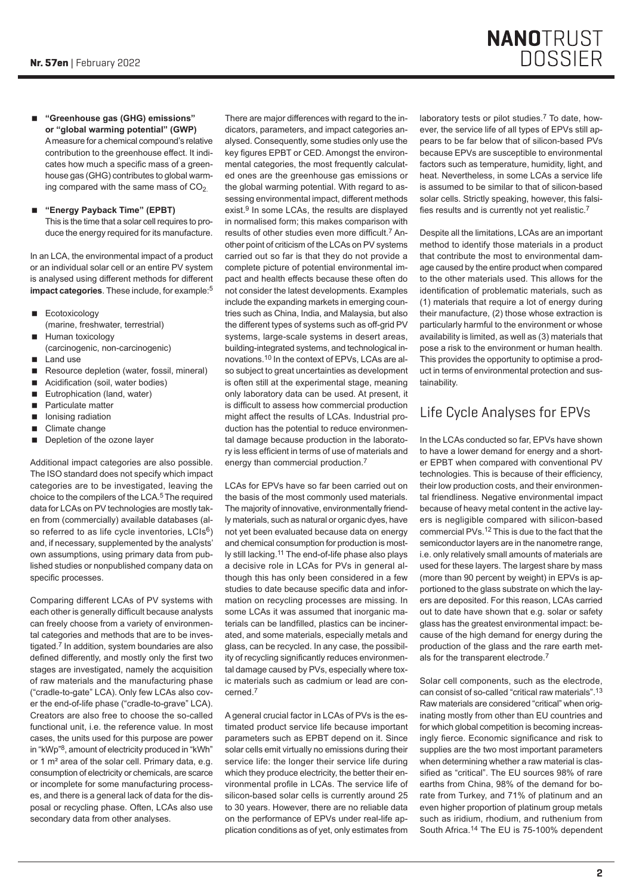- **"Greenhouse gas (GHG) emissions" or "global warming potential" (GWP)**
  A measure for a chemical compound's relative contribution to the greenhouse effect. It indicates how much a specific mass of a greenhouse gas (GHG) contributes to global warming compared with the same mass of $CO_2$.
- **"Energy Payback Time" (EPBT)**
  This is the time that a solar cell requires to produce the energy required for its manufacture.

In an LCA, the environmental impact of a product or an individual solar cell or an entire PV system is analysed using different methods for different **impact categories**. These include, for example:[5]

- Ecotoxicology (marine, freshwater, terrestrial)
- Human toxicology (carcinogenic, non-carcinogenic)
- Land use
- Resource depletion (water, fossil, mineral)
- Acidification (soil, water bodies)
- Eutrophication (land, water)
- Particulate matter
- Ionising radiation
- Climate change
- Depletion of the ozone layer

Additional impact categories are also possible. The ISO standard does not specify which impact categories are to be investigated, leaving the choice to the compilers of the LCA.[5] The required data for LCAs on PV technologies are mostly taken from (commercially) available databases (also referred to as life cycle inventories, LCIs[6]) and, if necessary, supplemented by the analysts' own assumptions, using primary data from published studies or nonpublished company data on specific processes.

Comparing different LCAs of PV systems with each other is generally difficult because analysts can freely choose from a variety of environmental categories and methods that are to be investigated.[7] In addition, system boundaries are also defined differently, and mostly only the first two stages are investigated, namely the acquisition of raw materials and the manufacturing phase ("cradle-to-gate" LCA). Only few LCAs also cover the end-of-life phase ("cradle-to-grave" LCA). Creators are also free to choose the so-called functional unit, i.e. the reference value. In most cases, the units used for this purpose are power in "kWp"[8], amount of electricity produced in "kWh" or 1 m² area of the solar cell. Primary data, e.g. consumption of electricity or chemicals, are scarce or incomplete for some manufacturing processes, and there is a general lack of data for the disposal or recycling phase. Often, LCAs also use secondary data from other analyses.

There are major differences with regard to the indicators, parameters, and impact categories analysed. Consequently, some studies only use the key figures EPBT or CED. Amongst the environmental categories, the most frequently calculated ones are the greenhouse gas emissions or the global warming potential. With regard to assessing environmental impact, different methods exist.[9] In some LCAs, the results are displayed in normalised form; this makes comparison with results of other studies even more difficult.[7] Another point of criticism of the LCAs on PV systems carried out so far is that they do not provide a complete picture of potential environmental impact and health effects because these often do not consider the latest developments. Examples include the expanding markets in emerging countries such as China, India, and Malaysia, but also the different types of systems such as off-grid PV systems, large-scale systems in desert areas, building-integrated systems, and technological innovations.[10] In the context of EPVs, LCAs are also subject to great uncertainties as development is often still at the experimental stage, meaning only laboratory data can be used. At present, it is difficult to assess how commercial production might affect the results of LCAs. Industrial production has the potential to reduce environmental damage because production in the laboratory is less efficient in terms of use of materials and energy than commercial production.[7]

LCAs for EPVs have so far been carried out on the basis of the most commonly used materials. The majority of innovative, environmentally friendly materials, such as natural or organic dyes, have not yet been evaluated because data on energy and chemical consumption for production is mostly still lacking.[11] The end-of-life phase also plays a decisive role in LCAs for PVs in general although this has only been considered in a few studies to date because specific data and information on recycling processes are missing. In some LCAs it was assumed that inorganic materials can be landfilled, plastics can be incinerated, and some materials, especially metals and glass, can be recycled. In any case, the possibility of recycling significantly reduces environmental damage caused by PVs, especially where toxic materials such as cadmium or lead are concerned.[7]

A general crucial factor in LCAs of PVs is the estimated product service life because important parameters such as EPBT depend on it. Since solar cells emit virtually no emissions during their service life: the longer their service life during which they produce electricity, the better their environmental profile in LCAs. The service life of silicon-based solar cells is currently around 25 to 30 years. However, there are no reliable data on the performance of EPVs under real-life application conditions as of yet, only estimates from laboratory tests or pilot studies.[7] To date, however, the service life of all types of EPVs still appears to be far below that of silicon-based PVs because EPVs are susceptible to environmental factors such as temperature, humidity, light, and heat. Nevertheless, in some LCAs a service life is assumed to be similar to that of silicon-based solar cells. Strictly speaking, however, this falsifies results and is currently not yet realistic.[7]

Despite all the limitations, LCAs are an important method to identify those materials in a product that contribute the most to environmental damage caused by the entire product when compared to the other materials used. This allows for the identification of problematic materials, such as (1) materials that require a lot of energy during their manufacture, (2) those whose extraction is particularly harmful to the environment or whose availability is limited, as well as (3) materials that pose a risk to the environment or human health. This provides the opportunity to optimise a product in terms of environmental protection and sustainability.

## Life Cycle Analyses for EPVs

In the LCAs conducted so far, EPVs have shown to have a lower demand for energy and a shorter EPBT when compared with conventional PV technologies. This is because of their efficiency, their low production costs, and their environmental friendliness. Negative environmental impact because of heavy metal content in the active layers is negligible compared with silicon-based commercial PVs.[12] This is due to the fact that the semiconductor layers are in the nanometre range, i.e. only relatively small amounts of materials are used for these layers. The largest share by mass (more than 90 percent by weight) in EPVs is apportioned to the glass substrate on which the layers are deposited. For this reason, LCAs carried out to date have shown that e.g. solar or safety glass has the greatest environmental impact: because of the high demand for energy during the production of the glass and the rare earth metals for the transparent electrode.[7]

Solar cell components, such as the electrode, can consist of so-called "critical raw materials".[13] Raw materials are considered "critical" when originating mostly from other than EU countries and for which global competition is becoming increasingly fierce. Economic significance and risk to supplies are the two most important parameters when determining whether a raw material is classified as "critical". The EU sources 98% of rare earths from China, 98% of the demand for borate from Turkey, and 71% of platinum and an even higher proportion of platinum group metals such as iridium, rhodium, and ruthenium from South Africa.[14] The EU is 75-100% dependent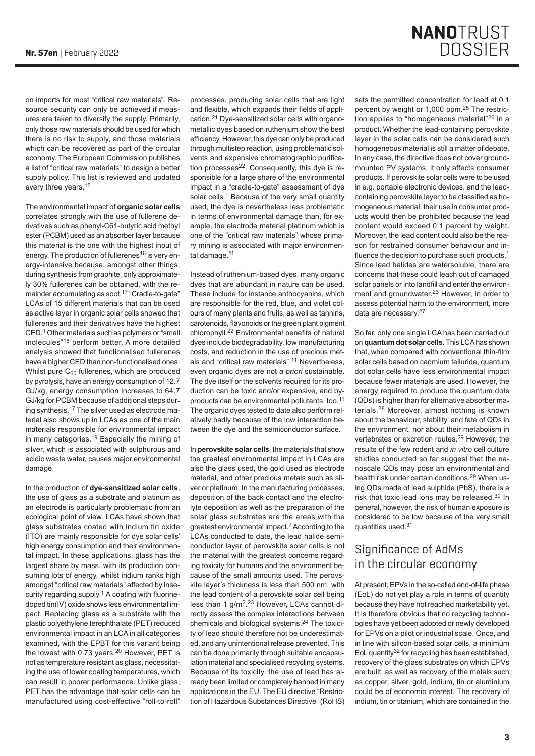on imports for most "critical raw materials". Resource security can only be achieved if measures are taken to diversify the supply. Primarily, only those raw materials should be used for which there is no risk to supply, and those materials which can be recovered as part of the circular economy. The European Commission publishes a list of "critical raw materials" to design a better supply policy. This list is reviewed and updated every three years.[15]

The environmental impact of **organic solar cells** correlates strongly with the use of fullerene derivatives such as phenyl-C61-butyric acid methyl ester (PCBM) used as an absorber layer because this material is the one with the highest input of energy. The production of fullerenes[16] is very energy-intensive because, amongst other things, during synthesis from graphite, only approximately 30% fullerenes can be obtained, with the remainder accumulating as soot.[17] "Cradle-to-gate" LCAs of 15 different materials that can be used as active layer in organic solar cells showed that fullerenes and their derivatives have the highest CED.[1] Other materials such as polymers or "small molecules"[18] perform better. A more detailed analysis showed that functionalised fullerenes have a higher CED than non-functionalised ones. Whilst pure $C_{60}$ fullerenes, which are produced by pyrolysis, have an energy consumption of 12.7 GJ/kg, energy consumption increases to 64.7 GJ/kg for PCBM because of additional steps during synthesis.[17] The silver used as electrode material also shows up in LCAs as one of the main materials responsible for environmental impact in many categories.[19] Especially the mining of silver, which is associated with sulphurous and acidic waste water, causes major environmental damage.

In the production of **dye-sensitized solar cells**, the use of glass as a substrate and platinum as an electrode is particularly problematic from an ecological point of view. LCAs have shown that glass substrates coated with indium tin oxide (ITO) are mainly responsible for dye solar cells' high energy consumption and their environmental impact. In these applications, glass has the largest share by mass, with its production consuming lots of energy, whilst indium ranks high amongst "critical raw materials" affected by insecurity regarding supply.[1] A coating with fluorine-doped tin(IV) oxide shows less environmental impact. Replacing glass as a substrate with the plastic polyethylene terephthalate (PET) reduced environmental impact in an LCA in all categories examined, with the EPBT for this variant being the lowest with 0.73 years.[20] However, PET is not as temperature resistant as glass, necessitating the use of lower coating temperatures, which can result in poorer performance. Unlike glass, PET has the advantage that solar cells can be manufactured using cost-effective "roll-to-roll" processes, producing solar cells that are light and flexible, which expands their fields of application.[21] Dye-sensitized solar cells with organometallic dyes based on ruthenium show the best efficiency. However, this dye can only be produced through multistep reaction, using problematic solvents and expensive chromatographic purification processes[22]. Consequently, this dye is responsible for a large share of the environmental impact in a "cradle-to-gate" assessment of dye solar cells.[1] Because of the very small quantity used, the dye is nevertheless less problematic in terms of environmental damage than, for example, the electrode material platinum which is one of the "critical raw materials" whose primary mining is associated with major environmental damage.[11]

Instead of ruthenium-based dyes, many organic dyes that are abundant in nature can be used. These include for instance anthocyanins, which are responsible for the red, blue, and violet colours of many plants and fruits, as well as tannins, carotenoids, flavonoids or the green plant pigment chlorophyll.[22] Environmental benefits of natural dyes include biodegradability, low manufacturing costs, and reduction in the use of precious metals and "critical raw materials".[11] Nevertheless, even organic dyes are not *a priori* sustainable. The dye itself or the solvents required for its production can be toxic and/or expensive, and by-products can be environmental pollutants, too.[11] The organic dyes tested to date also perform relatively badly because of the low interaction between the dye and the semiconductor surface.

In **perovskite solar cells**, the materials that show the greatest environmental impact in LCAs are also the glass used, the gold used as electrode material, and other precious metals such as silver or platinum. In the manufacturing processes, deposition of the back contact and the electrolyte deposition as well as the preparation of the solar glass substrates are the areas with the greatest environmental impact.[7] According to the LCAs conducted to date, the lead halide semiconductor layer of perovskite solar cells is not the material with the greatest concerns regarding toxicity for humans and the environment because of the small amounts used. The perovskite layer's thickness is less than 500 nm, with the lead content of a perovskite solar cell being less than 1 $g/m^2$.[23] However, LCAs cannot directly assess the complex interactions between chemicals and biological systems.[24] The toxicity of lead should therefore not be underestimated, and any unintentional release prevented. This can be done primarily through suitable encapsulation material and specialised recycling systems. Because of its toxicity, the use of lead has already been limited or completely banned in many applications in the EU. The EU directive "Restriction of Hazardous Substances Directive" (RoHS) sets the permitted concentration for lead at 0.1 percent by weight or 1,000 ppm.[25] The restriction applies to "homogeneous material"[26] in a product. Whether the lead-containing perovskite layer in the solar cells can be considered such homogeneous material is still a matter of debate. In any case, the directive does not cover ground-mounted PV systems, it only affects consumer products. If perovskite solar cells were to be used in e.g. portable electronic devices, and the lead-containing perovskite layer to be classified as homogeneous material, their use in consumer products would then be prohibited because the lead content would exceed 0.1 percent by weight. Moreover, the lead content could also be the reason for restrained consumer behaviour and influence the decision to purchase such products.[1] Since lead halides are watersoluble, there are concerns that these could leach out of damaged solar panels or into landfill and enter the environment and groundwater.[23] However, in order to assess potential harm to the environment, more data are necessary.[27]

So far, only one single LCA has been carried out on **quantum dot solar cells**. This LCA has shown that, when compared with conventional thin-film solar cells based on cadmium telluride, quantum dot solar cells have less environmental impact because fewer materials are used. However, the energy required to produce the quantum dots (QDs) is higher than for alternative absorber materials.[28] Moreover, almost nothing is known about the behaviour, stability, and fate of QDs in the environment, nor about their metabolism in vertebrates or excretion routes.[29] However, the results of the few rodent and *in vitro* cell culture studies conducted so far suggest that the nanoscale QDs may pose an environmental and health risk under certain conditions.[29] When using QDs made of lead sulphide (PbS), there is a risk that toxic lead ions may be released.[30] In general, however, the risk of human exposure is considered to be low because of the very small quantities used.[31]

## Significance of AdMs in the circular economy

At present, EPVs in the so-called end-of-life phase (EoL) do not yet play a role in terms of quantity because they have not reached marketability yet. It is therefore obvious that no recycling technologies have yet been adopted or newly developed for EPVs on a pilot or industrial scale. Once, and in line with silicon-based solar cells, a minimum EoL quantity[32] for recycling has been established, recovery of the glass substrates on which EPVs are built, as well as recovery of the metals such as copper, silver, gold, indium, tin or aluminium could be of economic interest. The recovery of indium, tin or titanium, which are contained in the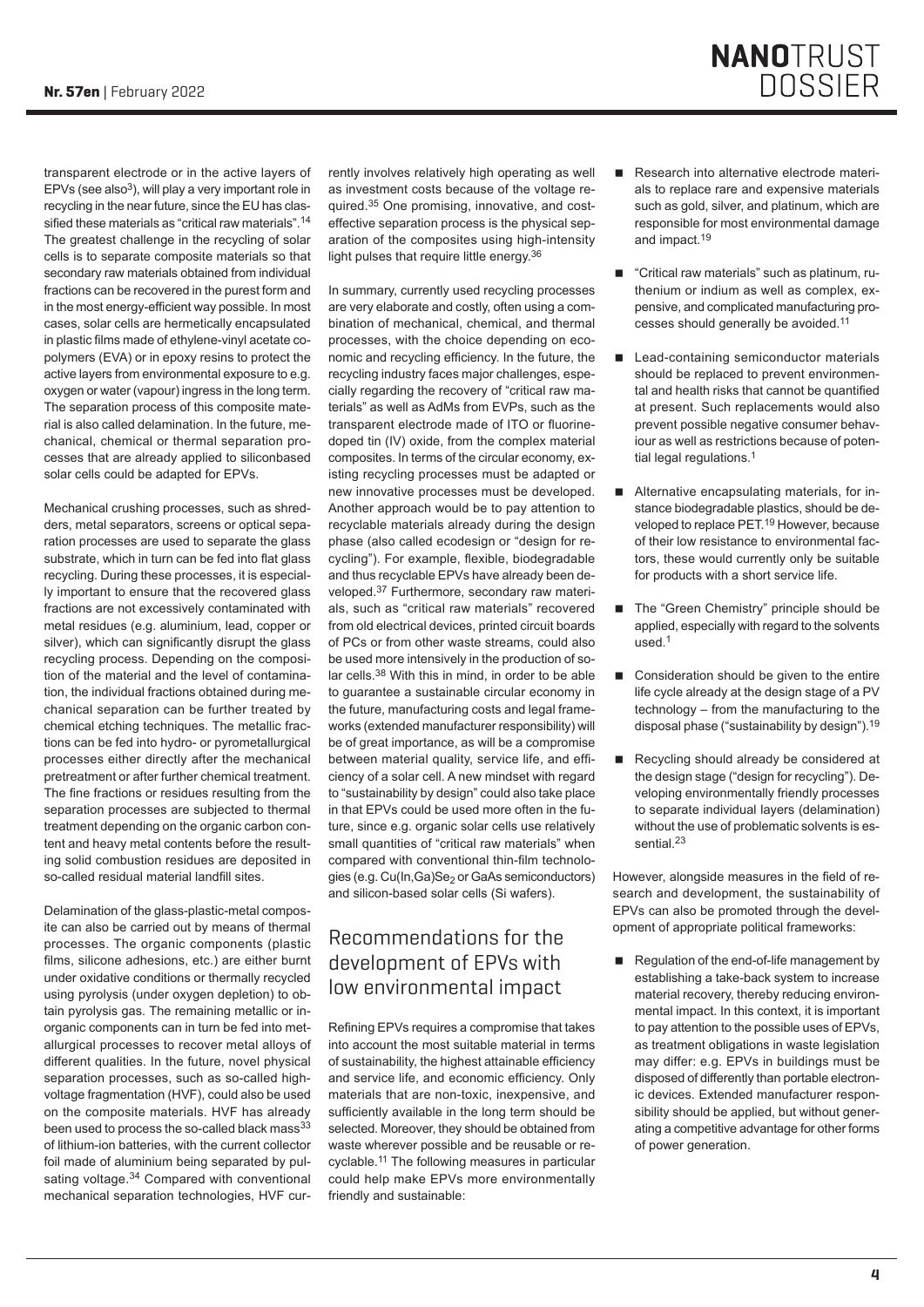transparent electrode or in the active layers of EPVs (see also[3]), will play a very important role in recycling in the near future, since the EU has classified these materials as "critical raw materials".[14] The greatest challenge in the recycling of solar cells is to separate composite materials so that secondary raw materials obtained from individual fractions can be recovered in the purest form and in the most energy-efficient way possible. In most cases, solar cells are hermetically encapsulated in plastic films made of ethylene-vinyl acetate copolymers (EVA) or in epoxy resins to protect the active layers from environmental exposure to e.g. oxygen or water (vapour) ingress in the long term. The separation process of this composite material is also called delamination. In the future, mechanical, chemical or thermal separation processes that are already applied to siliconbased solar cells could be adapted for EPVs.

Mechanical crushing processes, such as shredders, metal separators, screens or optical separation processes are used to separate the glass substrate, which in turn can be fed into flat glass recycling. During these processes, it is especially important to ensure that the recovered glass fractions are not excessively contaminated with metal residues (e.g. aluminium, lead, copper or silver), which can significantly disrupt the glass recycling process. Depending on the composition of the material and the level of contamination, the individual fractions obtained during mechanical separation can be further treated by chemical etching techniques. The metallic fractions can be fed into hydro- or pyrometallurgical processes either directly after the mechanical pretreatment or after further chemical treatment. The fine fractions or residues resulting from the separation processes are subjected to thermal treatment depending on the organic carbon content and heavy metal contents before the resulting solid combustion residues are deposited in so-called residual material landfill sites.

Delamination of the glass-plastic-metal composite can also be carried out by means of thermal processes. The organic components (plastic films, silicone adhesions, etc.) are either burnt under oxidative conditions or thermally recycled using pyrolysis (under oxygen depletion) to obtain pyrolysis gas. The remaining metallic or inorganic components can in turn be fed into metallurgical processes to recover metal alloys of different qualities. In the future, novel physical separation processes, such as so-called high-voltage fragmentation (HVF), could also be used on the composite materials. HVF has already been used to process the so-called black mass[33] of lithium-ion batteries, with the current collector foil made of aluminium being separated by pulsating voltage.[34] Compared with conventional mechanical separation technologies, HVF currently involves relatively high operating as well as investment costs because of the voltage required.[35] One promising, innovative, and cost-effective separation process is the physical separation of the composites using high-intensity light pulses that require little energy.[36]

In summary, currently used recycling processes are very elaborate and costly, often using a combination of mechanical, chemical, and thermal processes, with the choice depending on economic and recycling efficiency. In the future, the recycling industry faces major challenges, especially regarding the recovery of "critical raw materials" as well as AdMs from EVPs, such as the transparent electrode made of ITO or fluorine-doped tin (IV) oxide, from the complex material composites. In terms of the circular economy, existing recycling processes must be adapted or new innovative processes must be developed. Another approach would be to pay attention to recyclable materials already during the design phase (also called ecodesign or "design for recycling"). For example, flexible, biodegradable and thus recyclable EPVs have already been developed.[37] Furthermore, secondary raw materials, such as "critical raw materials" recovered from old electrical devices, printed circuit boards of PCs or from other waste streams, could also be used more intensively in the production of solar cells.[38] With this in mind, in order to be able to guarantee a sustainable circular economy in the future, manufacturing costs and legal frameworks (extended manufacturer responsibility) will be of great importance, as will be a compromise between material quality, service life, and efficiency of a solar cell. A new mindset with regard to "sustainability by design" could also take place in that EPVs could be used more often in the future, since e.g. organic solar cells use relatively small quantities of "critical raw materials" when compared with conventional thin-film technologies (e.g. $Cu(In,Ga)Se_2$ or GaAs semiconductors) and silicon-based solar cells (Si wafers).

## Recommendations for the development of EPVs with low environmental impact

Refining EPVs requires a compromise that takes into account the most suitable material in terms of sustainability, the highest attainable efficiency and service life, and economic efficiency. Only materials that are non-toxic, inexpensive, and sufficiently available in the long term should be selected. Moreover, they should be obtained from waste wherever possible and be reusable or recyclable.[11] The following measures in particular could help make EPVs more environmentally friendly and sustainable:

- Research into alternative electrode materials to replace rare and expensive materials such as gold, silver, and platinum, which are responsible for most environmental damage and impact.[19]
- "Critical raw materials" such as platinum, ruthenium or indium as well as complex, expensive, and complicated manufacturing processes should generally be avoided.[11]
- Lead-containing semiconductor materials should be replaced to prevent environmental and health risks that cannot be quantified at present. Such replacements would also prevent possible negative consumer behaviour as well as restrictions because of potential legal regulations.[1]
- Alternative encapsulating materials, for instance biodegradable plastics, should be developed to replace PET.[19] However, because of their low resistance to environmental factors, these would currently only be suitable for products with a short service life.
- The "Green Chemistry" principle should be applied, especially with regard to the solvents used.[1]
- Consideration should be given to the entire life cycle already at the design stage of a PV technology – from the manufacturing to the disposal phase ("sustainability by design").[19]
- Recycling should already be considered at the design stage ("design for recycling"). Developing environmentally friendly processes to separate individual layers (delamination) without the use of problematic solvents is essential.[23]

However, alongside measures in the field of research and development, the sustainability of EPVs can also be promoted through the development of appropriate political frameworks:

- Regulation of the end-of-life management by establishing a take-back system to increase material recovery, thereby reducing environmental impact. In this context, it is important to pay attention to the possible uses of EPVs, as treatment obligations in waste legislation may differ: e.g. EPVs in buildings must be disposed of differently than portable electronic devices. Extended manufacturer responsibility should be applied, but without generating a competitive advantage for other forms of power generation.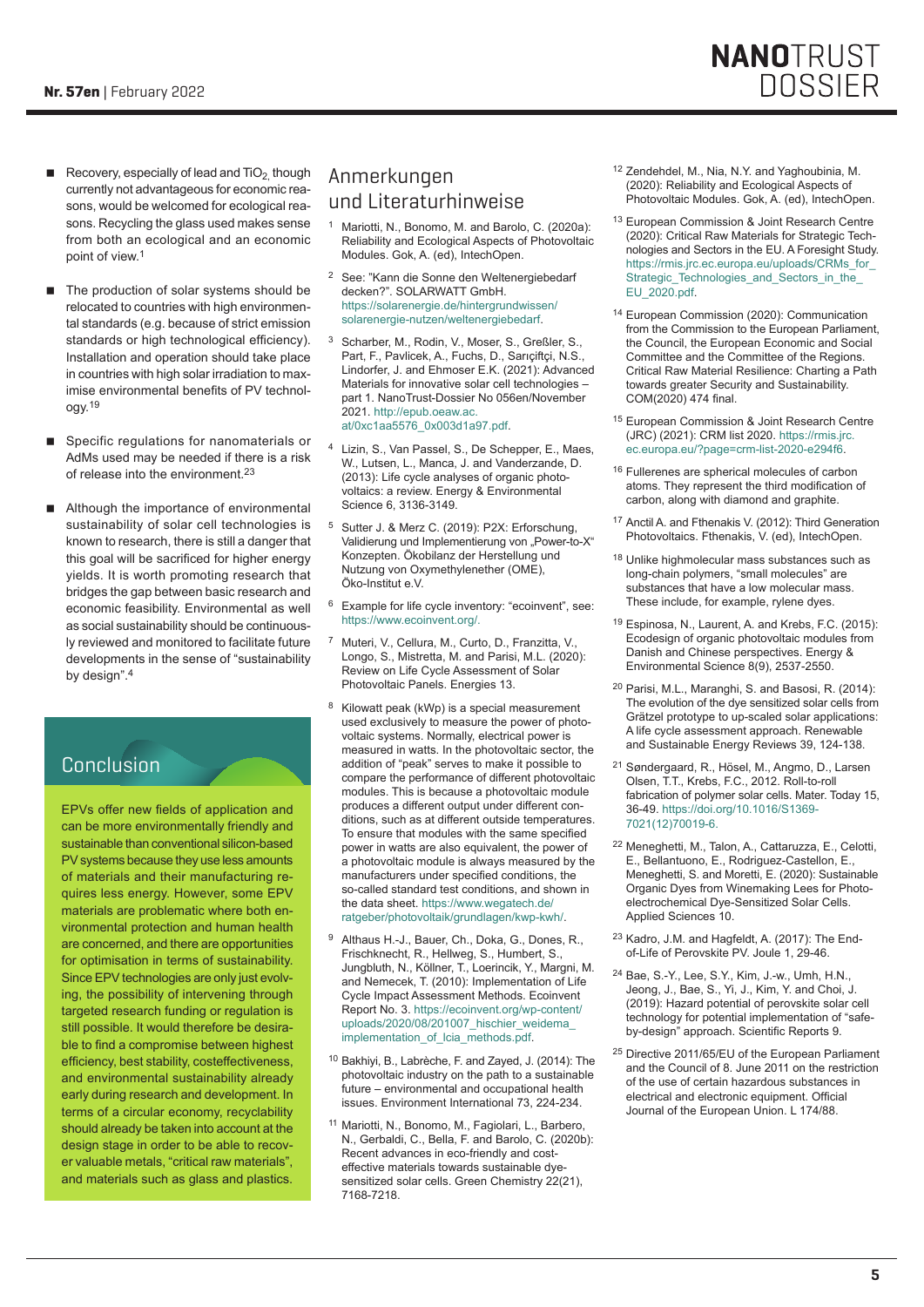- Recovery, especially of lead and $TiO_2$, though currently not advantageous for economic reasons, would be welcomed for ecological reasons. Recycling the glass used makes sense from both an ecological and an economic point of view.[1]
- The production of solar systems should be relocated to countries with high environmental standards (e.g. because of strict emission standards or high technological efficiency). Installation and operation should take place in countries with high solar irradiation to maximise environmental benefits of PV technology.[19]
- Specific regulations for nanomaterials or AdMs used may be needed if there is a risk of release into the environment.[23]
- Although the importance of environmental sustainability of solar cell technologies is known to research, there is still a danger that this goal will be sacrificed for higher energy yields. It is worth promoting research that bridges the gap between basic research and economic feasibility. Environmental as well as social sustainability should be continuously reviewed and monitored to facilitate future developments in the sense of "sustainability by design".[4]

## Conclusion

EPVs offer new fields of application and can be more environmentally friendly and sustainable than conventional silicon-based PV systems because they use less amounts of materials and their manufacturing requires less energy. However, some EPV materials are problematic where both environmental protection and human health are concerned, and there are opportunities for optimisation in terms of sustainability. Since EPV technologies are only just evolving, the possibility of intervening through targeted research funding or regulation is still possible. It would therefore be desirable to find a compromise between highest efficiency, best stability, costeffectiveness, and environmental sustainability already early during research and development. In terms of a circular economy, recyclability should already be taken into account at the design stage in order to be able to recover valuable metals, "critical raw materials", and materials such as glass and plastics.

## Anmerkungen und Literaturhinweise

1. Mariotti, N., Bonomo, M. and Barolo, C. (2020a): Reliability and Ecological Aspects of Photovoltaic Modules. Gok, A. (ed), IntechOpen.
2. See: "Kann die Sonne den Weltenergiebedarf decken?". SOLARWATT GmbH. https://solarenergie.de/hintergrundwissen/solarenergie-nutzen/weltenergiebedarf.
3. Scharber, M., Rodin, V., Moser, S., Greßler, S., Part, F., Pavlicek, A., Fuchs, D., Sarıçiftçi, N.S., Lindorfer, J. and Ehmoser E.K. (2021): Advanced Materials for innovative solar cell technologies – part 1. NanoTrust-Dossier No 056en/November 2021. http://epub.oeaw.ac.at/0xc1aa5576_0x003d1a97.pdf.
4. Lizin, S., Van Passel, S., De Schepper, E., Maes, W., Lutsen, L., Manca, J. and Vanderzande, D. (2013): Life cycle analyses of organic photovoltaics: a review. Energy & Environmental Science 6, 3136-3149.
5. Sutter J. & Merz C. (2019): P2X: Erforschung, Validierung und Implementierung von „Power-to-X" Konzepten. Ökobilanz der Herstellung und Nutzung von Oxymethylenether (OME), Öko-Institut e.V.
6. Example for life cycle inventory: "ecoinvent", see: https://www.ecoinvent.org/.
7. Muteri, V., Cellura, M., Curto, D., Franzitta, V., Longo, S., Mistretta, M. and Parisi, M.L. (2020): Review on Life Cycle Assessment of Solar Photovoltaic Panels. Energies 13.
8. Kilowatt peak (kWp) is a special measurement used exclusively to measure the power of photovoltaic systems. Normally, electrical power is measured in watts. In the photovoltaic sector, the addition of "peak" serves to make it possible to compare the performance of different photovoltaic modules. This is because a photovoltaic module produces a different output under different conditions, such as at different outside temperatures. To ensure that modules with the same specified power in watts are also equivalent, the power of a photovoltaic module is always measured by the manufacturers under specified conditions, the so-called standard test conditions, and shown in the data sheet. https://www.wegatech.de/ratgeber/photovoltaik/grundlagen/kwp-kwh/.
9. Althaus H.-J., Bauer, Ch., Doka, G., Dones, R., Frischknecht, R., Hellweg, S., Humbert, S., Jungbluth, N., Köllner, T., Loerincik, Y., Margni, M. and Nemecek, T. (2010): Implementation of Life Cycle Impact Assessment Methods. Ecoinvent Report No. 3. https://ecoinvent.org/wp-content/uploads/2020/08/201007_hischier_weidema_implementation_of_lcia_methods.pdf.
10. Bakhiyi, B., Labrèche, F. and Zayed, J. (2014): The photovoltaic industry on the path to a sustainable future – environmental and occupational health issues. Environment International 73, 224-234.
11. Mariotti, N., Bonomo, M., Fagiolari, L., Barbero, N., Gerbaldi, C., Bella, F. and Barolo, C. (2020b): Recent advances in eco-friendly and cost-effective materials towards sustainable dye-sensitized solar cells. Green Chemistry 22(21), 7168-7218.
12. Zendehdel, M., Nia, N.Y. and Yaghoubinia, M. (2020): Reliability and Ecological Aspects of Photovoltaic Modules. Gok, A. (ed), IntechOpen.
13. European Commission & Joint Research Centre (2020): Critical Raw Materials for Strategic Technologies and Sectors in the EU. A Foresight Study. https://rmis.jrc.ec.europa.eu/uploads/CRMs_for_Strategic_Technologies_and_Sectors_in_the_EU_2020.pdf.
14. European Commission (2020): Communication from the Commission to the European Parliament, the Council, the European Economic and Social Committee and the Committee of the Regions. Critical Raw Material Resilience: Charting a Path towards greater Security and Sustainability. COM(2020) 474 final.
15. European Commission & Joint Research Centre (JRC) (2021): CRM list 2020. https://rmis.jrc.ec.europa.eu/?page=crm-list-2020-e294f6.
16. Fullerenes are spherical molecules of carbon atoms. They represent the third modification of carbon, along with diamond and graphite.
17. Anctil A. and Fthenakis V. (2012): Third Generation Photovoltaics. Fthenakis, V. (ed), IntechOpen.
18. Unlike highmolecular mass substances such as long-chain polymers, "small molecules" are substances that have a low molecular mass. These include, for example, rylene dyes.
19. Espinosa, N., Laurent, A. and Krebs, F.C. (2015): Ecodesign of organic photovoltaic modules from Danish and Chinese perspectives. Energy & Environmental Science 8(9), 2537-2550.
20. Parisi, M.L., Maranghi, S. and Basosi, R. (2014): The evolution of the dye sensitized solar cells from Grätzel prototype to up-scaled solar applications: A life cycle assessment approach. Renewable and Sustainable Energy Reviews 39, 124-138.
21. Søndergaard, R., Hösel, M., Angmo, D., Larsen Olsen, T.T., Krebs, F.C., 2012. Roll-to-roll fabrication of polymer solar cells. Mater. Today 15, 36-49. https://doi.org/10.1016/S1369-7021(12)70019-6.
22. Meneghetti, M., Talon, A., Cattaruzza, E., Celotti, E., Bellantuono, E., Rodriguez-Castellon, E., Meneghetti, S. and Moretti, E. (2020): Sustainable Organic Dyes from Winemaking Lees for Photoelectrochemical Dye-Sensitized Solar Cells. Applied Sciences 10.
23. Kadro, J.M. and Hagfeldt, A. (2017): The End-of-Life of Perovskite PV. Joule 1, 29-46.
24. Bae, S.-Y., Lee, S.Y., Kim, J.-w., Umh, H.N., Jeong, J., Bae, S., Yi, J., Kim, Y. and Choi, J. (2019): Hazard potential of perovskite solar cell technology for potential implementation of "safe-by-design" approach. Scientific Reports 9.
25. Directive 2011/65/EU of the European Parliament and the Council of 8. June 2011 on the restriction of the use of certain hazardous substances in electrical and electronic equipment. Official Journal of the European Union. L 174/88.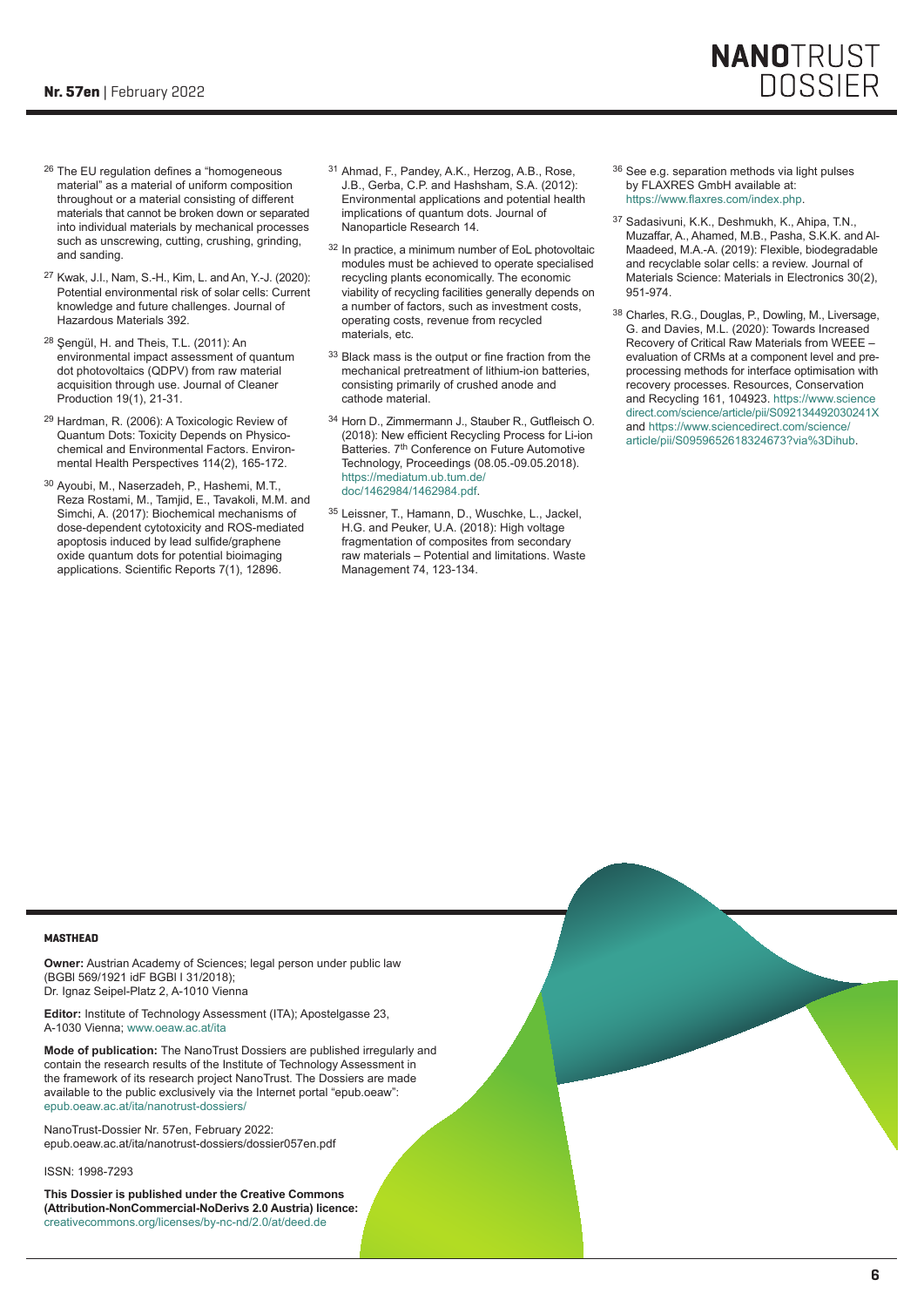[26] The EU regulation defines a "homogeneous material" as a material of uniform composition throughout or a material consisting of different materials that cannot be broken down or separated into individual materials by mechanical processes such as unscrewing, cutting, crushing, grinding, and sanding.

[27] Kwak, J.I., Nam, S.-H., Kim, L. and An, Y.-J. (2020): Potential environmental risk of solar cells: Current knowledge and future challenges. Journal of Hazardous Materials 392.

[28] Şengül, H. and Theis, T.L. (2011): An environmental impact assessment of quantum dot photovoltaics (QDPV) from raw material acquisition through use. Journal of Cleaner Production 19(1), 21-31.

[29] Hardman, R. (2006): A Toxicologic Review of Quantum Dots: Toxicity Depends on Physicochemical and Environmental Factors. Environmental Health Perspectives 114(2), 165-172.

[30] Ayoubi, M., Naserzadeh, P., Hashemi, M.T., Reza Rostami, M., Tamjid, E., Tavakoli, M.M. and Simchi, A. (2017): Biochemical mechanisms of dose-dependent cytotoxicity and ROS-mediated apoptosis induced by lead sulfide/graphene oxide quantum dots for potential bioimaging applications. Scientific Reports 7(1), 12896.

[31] Ahmad, F., Pandey, A.K., Herzog, A.B., Rose, J.B., Gerba, C.P. and Hashsham, S.A. (2012): Environmental applications and potential health implications of quantum dots. Journal of Nanoparticle Research 14.

[32] In practice, a minimum number of EoL photovoltaic modules must be achieved to operate specialised recycling plants economically. The economic viability of recycling facilities generally depends on a number of factors, such as investment costs, operating costs, revenue from recycled materials, etc.

[33] Black mass is the output or fine fraction from the mechanical pretreatment of lithium-ion batteries, consisting primarily of crushed anode and cathode material.

[34] Horn D., Zimmermann J., Stauber R., Gutfleisch O. (2018): New efficient Recycling Process for Li-ion Batteries. 7th Conference on Future Automotive Technology, Proceedings (08.05.-09.05.2018). https://mediatum.ub.tum.de/doc/1462984/1462984.pdf.

[35] Leissner, T., Hamann, D., Wuschke, L., Jackel, H.G. and Peuker, U.A. (2018): High voltage fragmentation of composites from secondary raw materials – Potential and limitations. Waste Management 74, 123-134.

[36] See e.g. separation methods via light pulses by FLAXRES GmbH available at: https://www.flaxres.com/index.php.

[37] Sadasivuni, K.K., Deshmukh, K., Ahipa, T.N., Muzaffar, A., Ahamed, M.B., Pasha, S.K.K. and Al-Maadeed, M.A.-A. (2019): Flexible, biodegradable and recyclable solar cells: a review. Journal of Materials Science: Materials in Electronics 30(2), 951-974.

[38] Charles, R.G., Douglas, P., Dowling, M., Liversage, G. and Davies, M.L. (2020): Towards Increased Recovery of Critical Raw Materials from WEEE – evaluation of CRMs at a component level and pre-processing methods for interface optimisation with recovery processes. Resources, Conservation and Recycling 161, 104923. https://www.sciencedirect.com/science/article/pii/S092134492030241X and https://www.sciencedirect.com/science/article/pii/S0959652618324673?via%3Dihub.

## MASTHEAD

**Owner:** Austrian Academy of Sciences; legal person under public law (BGBl 569/1921 idF BGBl I 31/2018); Dr. Ignaz Seipel-Platz 2, A-1010 Vienna

**Editor:** Institute of Technology Assessment (ITA); Apostelgasse 23, A-1030 Vienna; www.oeaw.ac.at/ita

**Mode of publication:** The NanoTrust Dossiers are published irregularly and contain the research results of the Institute of Technology Assessment in the framework of its research project NanoTrust. The Dossiers are made available to the public exclusively via the Internet portal "epub.oeaw": epub.oeaw.ac.at/ita/nanotrust-dossiers/

NanoTrust-Dossier Nr. 57en, February 2022: epub.oeaw.ac.at/ita/nanotrust-dossiers/dossier057en.pdf

ISSN: 1998-7293

**This Dossier is published under the Creative Commons (Attribution-NonCommercial-NoDerivs 2.0 Austria) licence:** creativecommons.org/licenses/by-nc-nd/2.0/at/deed.de